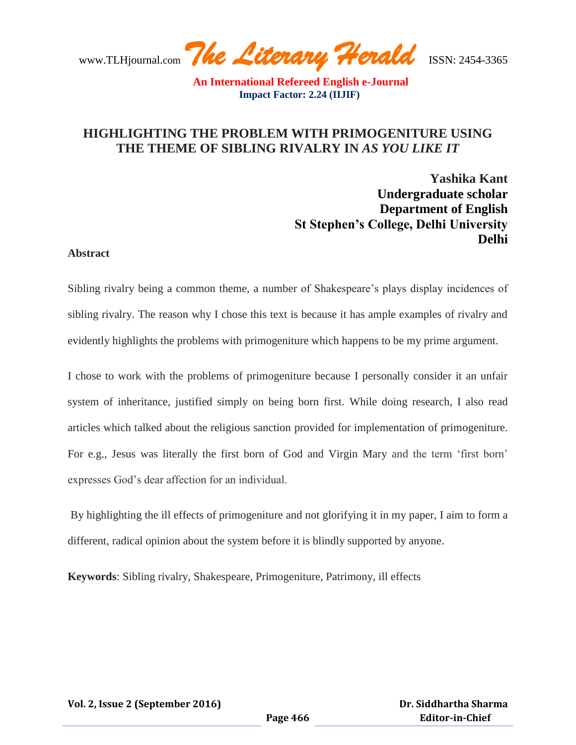# HIGHLIGHTING THE PROBLEM WITH PRIMOGENITURE USING THE THEME OF SIBLING RIVALRY IN *AS YOU LIKE IT*

**Yashika Kant**
**Undergraduate scholar**
**Department of English**
**St Stephen's College, Delhi University**
**Delhi**

## Abstract

Sibling rivalry being a common theme, a number of Shakespeare's plays display incidences of sibling rivalry. The reason why I chose this text is because it has ample examples of rivalry and evidently highlights the problems with primogeniture which happens to be my prime argument.

I chose to work with the problems of primogeniture because I personally consider it an unfair system of inheritance, justified simply on being born first. While doing research, I also read articles which talked about the religious sanction provided for implementation of primogeniture. For e.g., Jesus was literally the first born of God and Virgin Mary and the term 'first born' expresses God's dear affection for an individual.

By highlighting the ill effects of primogeniture and not glorifying it in my paper, I aim to form a different, radical opinion about the system before it is blindly supported by anyone.

**Keywords**: Sibling rivalry, Shakespeare, Primogeniture, Patrimony, ill effects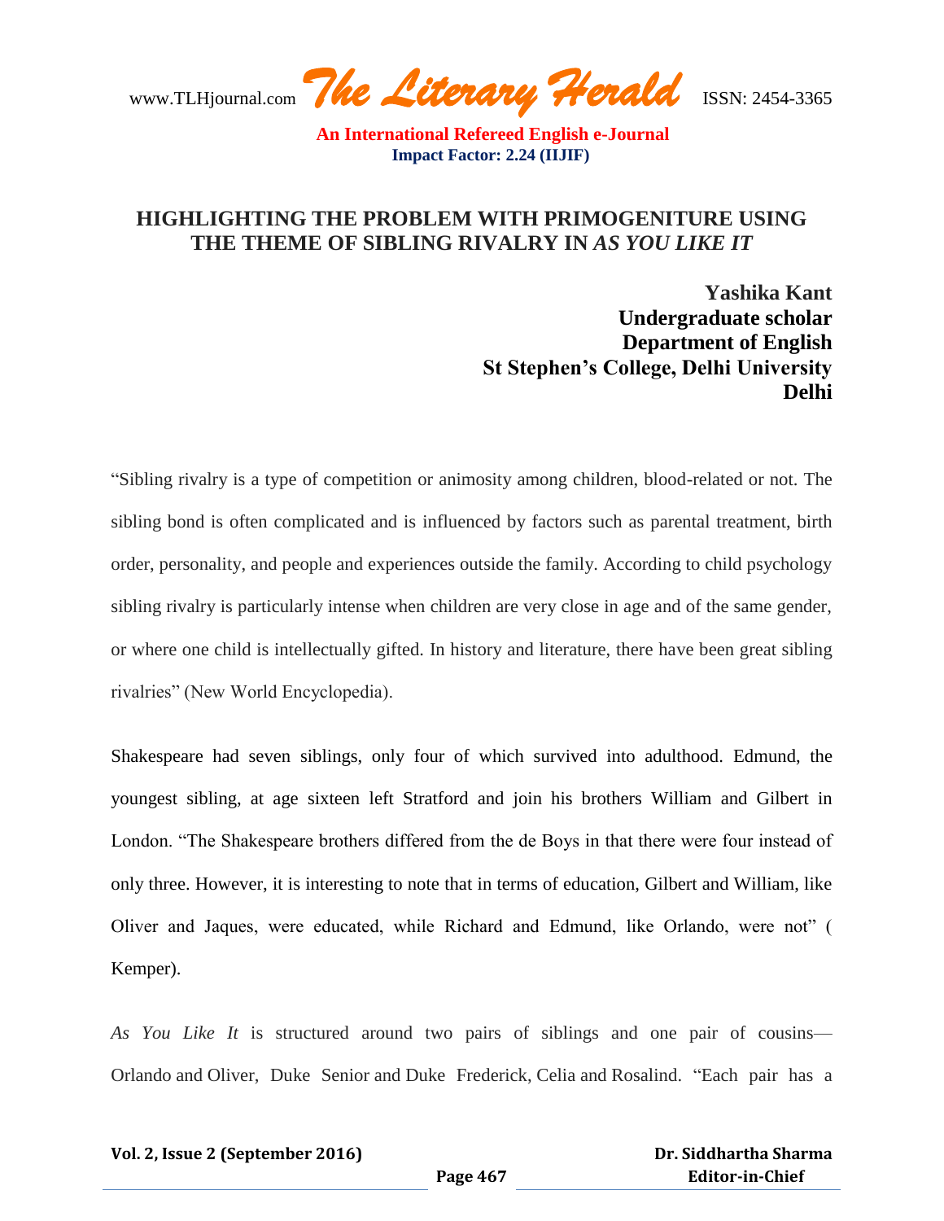# HIGHLIGHTING THE PROBLEM WITH PRIMOGENITURE USING THE THEME OF SIBLING RIVALRY IN *AS YOU LIKE IT*

**Yashika Kant**
**Undergraduate scholar**
**Department of English**
**St Stephen's College, Delhi University**
**Delhi**

"Sibling rivalry is a type of competition or animosity among children, blood-related or not. The sibling bond is often complicated and is influenced by factors such as parental treatment, birth order, personality, and people and experiences outside the family. According to child psychology sibling rivalry is particularly intense when children are very close in age and of the same gender, or where one child is intellectually gifted. In history and literature, there have been great sibling rivalries" (New World Encyclopedia).

Shakespeare had seven siblings, only four of which survived into adulthood. Edmund, the youngest sibling, at age sixteen left Stratford and join his brothers William and Gilbert in London. "The Shakespeare brothers differed from the de Boys in that there were four instead of only three. However, it is interesting to note that in terms of education, Gilbert and William, like Oliver and Jaques, were educated, while Richard and Edmund, like Orlando, were not" ( Kemper).

*As You Like It* is structured around two pairs of siblings and one pair of cousins— Orlando and Oliver, Duke Senior and Duke Frederick, Celia and Rosalind. "Each pair has a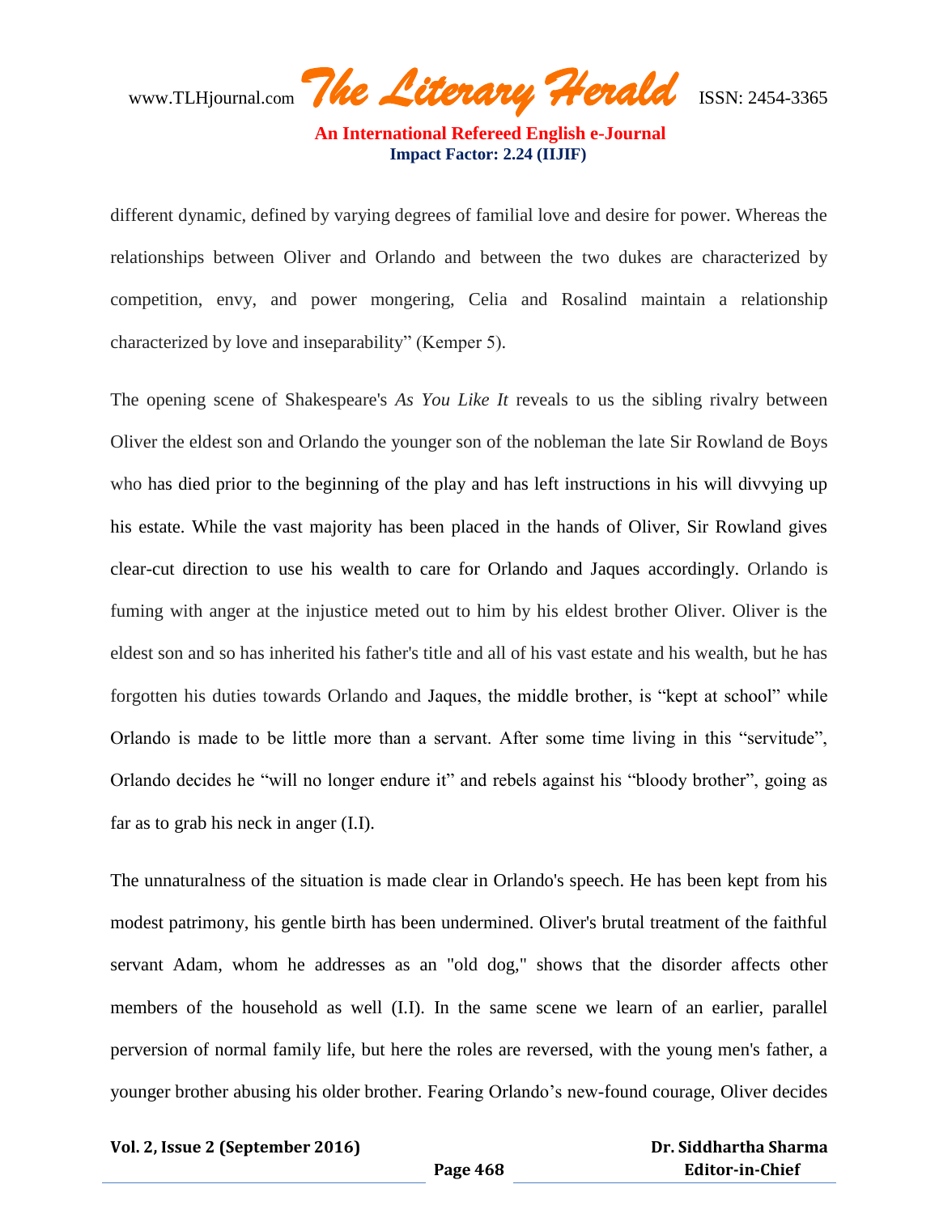different dynamic, defined by varying degrees of familial love and desire for power. Whereas the relationships between Oliver and Orlando and between the two dukes are characterized by competition, envy, and power mongering, Celia and Rosalind maintain a relationship characterized by love and inseparability" (Kemper 5).

The opening scene of Shakespeare's *As You Like It* reveals to us the sibling rivalry between Oliver the eldest son and Orlando the younger son of the nobleman the late Sir Rowland de Boys who has died prior to the beginning of the play and has left instructions in his will divvying up his estate. While the vast majority has been placed in the hands of Oliver, Sir Rowland gives clear-cut direction to use his wealth to care for Orlando and Jaques accordingly. Orlando is fuming with anger at the injustice meted out to him by his eldest brother Oliver. Oliver is the eldest son and so has inherited his father's title and all of his vast estate and his wealth, but he has forgotten his duties towards Orlando and Jaques, the middle brother, is "kept at school" while Orlando is made to be little more than a servant. After some time living in this "servitude", Orlando decides he "will no longer endure it" and rebels against his "bloody brother", going as far as to grab his neck in anger (I.I).

The unnaturalness of the situation is made clear in Orlando's speech. He has been kept from his modest patrimony, his gentle birth has been undermined. Oliver's brutal treatment of the faithful servant Adam, whom he addresses as an "old dog," shows that the disorder affects other members of the household as well (I.I). In the same scene we learn of an earlier, parallel perversion of normal family life, but here the roles are reversed, with the young men's father, a younger brother abusing his older brother. Fearing Orlando's new-found courage, Oliver decides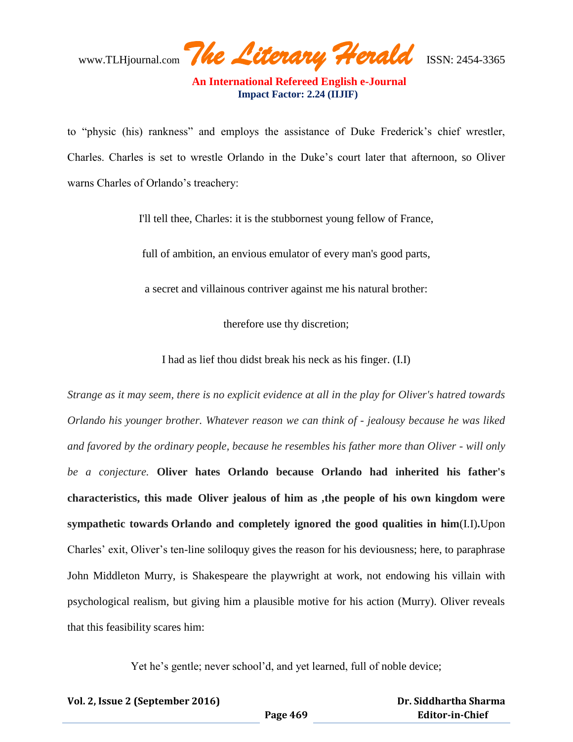to “physic (his) rankness” and employs the assistance of Duke Frederick’s chief wrestler, Charles. Charles is set to wrestle Orlando in the Duke’s court later that afternoon, so Oliver warns Charles of Orlando’s treachery:

I'll tell thee, Charles: it is the stubbornest young fellow of France,

full of ambition, an envious emulator of every man's good parts,

a secret and villainous contriver against me his natural brother:

therefore use thy discretion;

I had as lief thou didst break his neck as his finger. (I.I)

*Strange as it may seem, there is no explicit evidence at all in the play for Oliver's hatred towards Orlando his younger brother. Whatever reason we can think of - jealousy because he was liked and favored by the ordinary people, because he resembles his father more than Oliver - will only be a conjecture.* **Oliver hates Orlando because Orlando had inherited his father's characteristics, this made Oliver jealous of him as ,the people of his own kingdom were sympathetic towards Orlando and completely ignored the good qualities in him**(I.I)**.**Upon Charles’ exit, Oliver’s ten-line soliloquy gives the reason for his deviousness; here, to paraphrase John Middleton Murry, is Shakespeare the playwright at work, not endowing his villain with psychological realism, but giving him a plausible motive for his action (Murry). Oliver reveals that this feasibility scares him:

Yet he’s gentle; never school’d, and yet learned, full of noble device;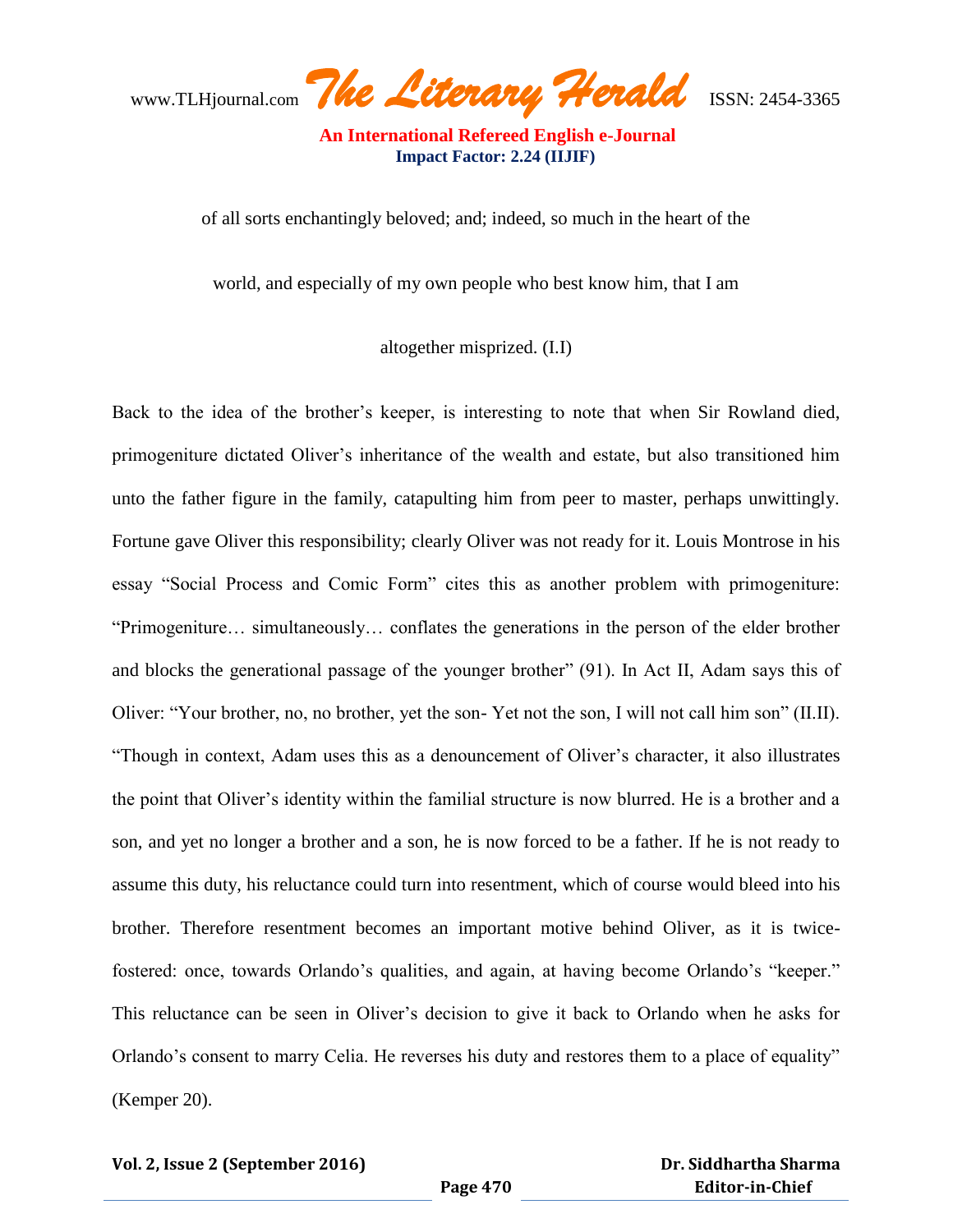of all sorts enchantingly beloved; and; indeed, so much in the heart of the

world, and especially of my own people who best know him, that I am

altogether misprized. (I.I)

Back to the idea of the brother's keeper, is interesting to note that when Sir Rowland died, primogeniture dictated Oliver's inheritance of the wealth and estate, but also transitioned him unto the father figure in the family, catapulting him from peer to master, perhaps unwittingly. Fortune gave Oliver this responsibility; clearly Oliver was not ready for it. Louis Montrose in his essay "Social Process and Comic Form" cites this as another problem with primogeniture: "Primogeniture… simultaneously… conflates the generations in the person of the elder brother and blocks the generational passage of the younger brother" (91). In Act II, Adam says this of Oliver: "Your brother, no, no brother, yet the son- Yet not the son, I will not call him son" (II.II). "Though in context, Adam uses this as a denouncement of Oliver's character, it also illustrates the point that Oliver's identity within the familial structure is now blurred. He is a brother and a son, and yet no longer a brother and a son, he is now forced to be a father. If he is not ready to assume this duty, his reluctance could turn into resentment, which of course would bleed into his brother. Therefore resentment becomes an important motive behind Oliver, as it is twice-fostered: once, towards Orlando's qualities, and again, at having become Orlando's "keeper." This reluctance can be seen in Oliver's decision to give it back to Orlando when he asks for Orlando's consent to marry Celia. He reverses his duty and restores them to a place of equality" (Kemper 20).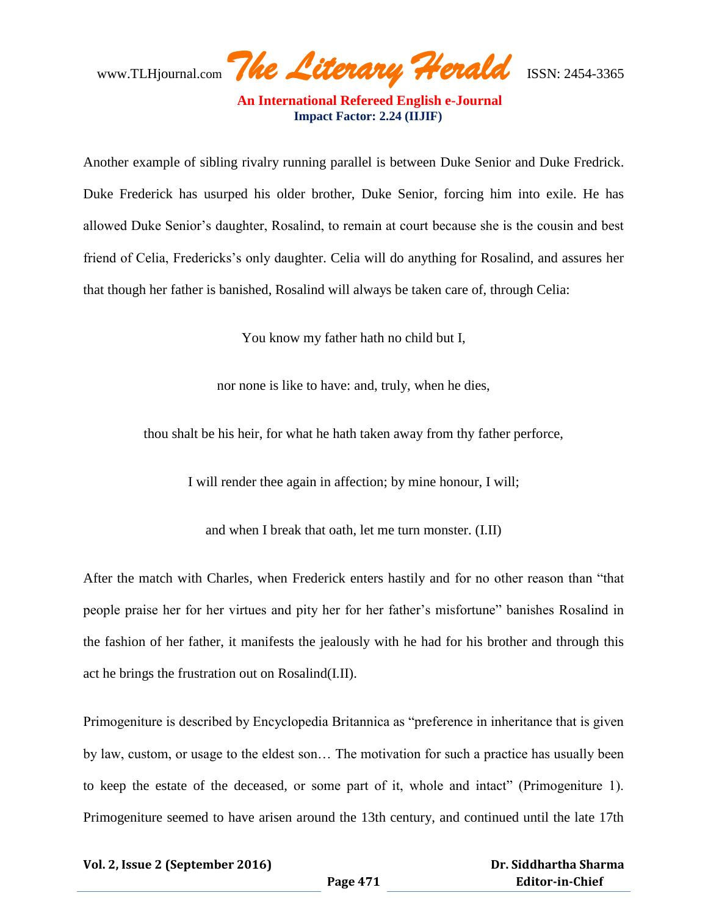Another example of sibling rivalry running parallel is between Duke Senior and Duke Fredrick. Duke Frederick has usurped his older brother, Duke Senior, forcing him into exile. He has allowed Duke Senior's daughter, Rosalind, to remain at court because she is the cousin and best friend of Celia, Fredericks's only daughter. Celia will do anything for Rosalind, and assures her that though her father is banished, Rosalind will always be taken care of, through Celia:

> You know my father hath no child but I,
>
> nor none is like to have: and, truly, when he dies,
>
> thou shalt be his heir, for what he hath taken away from thy father perforce,
>
> I will render thee again in affection; by mine honour, I will;
>
> and when I break that oath, let me turn monster. (I.II)

After the match with Charles, when Frederick enters hastily and for no other reason than "that people praise her for her virtues and pity her for her father's misfortune" banishes Rosalind in the fashion of her father, it manifests the jealously with he had for his brother and through this act he brings the frustration out on Rosalind(I.II).

Primogeniture is described by Encyclopedia Britannica as "preference in inheritance that is given by law, custom, or usage to the eldest son… The motivation for such a practice has usually been to keep the estate of the deceased, or some part of it, whole and intact" (Primogeniture 1). Primogeniture seemed to have arisen around the 13th century, and continued until the late 17th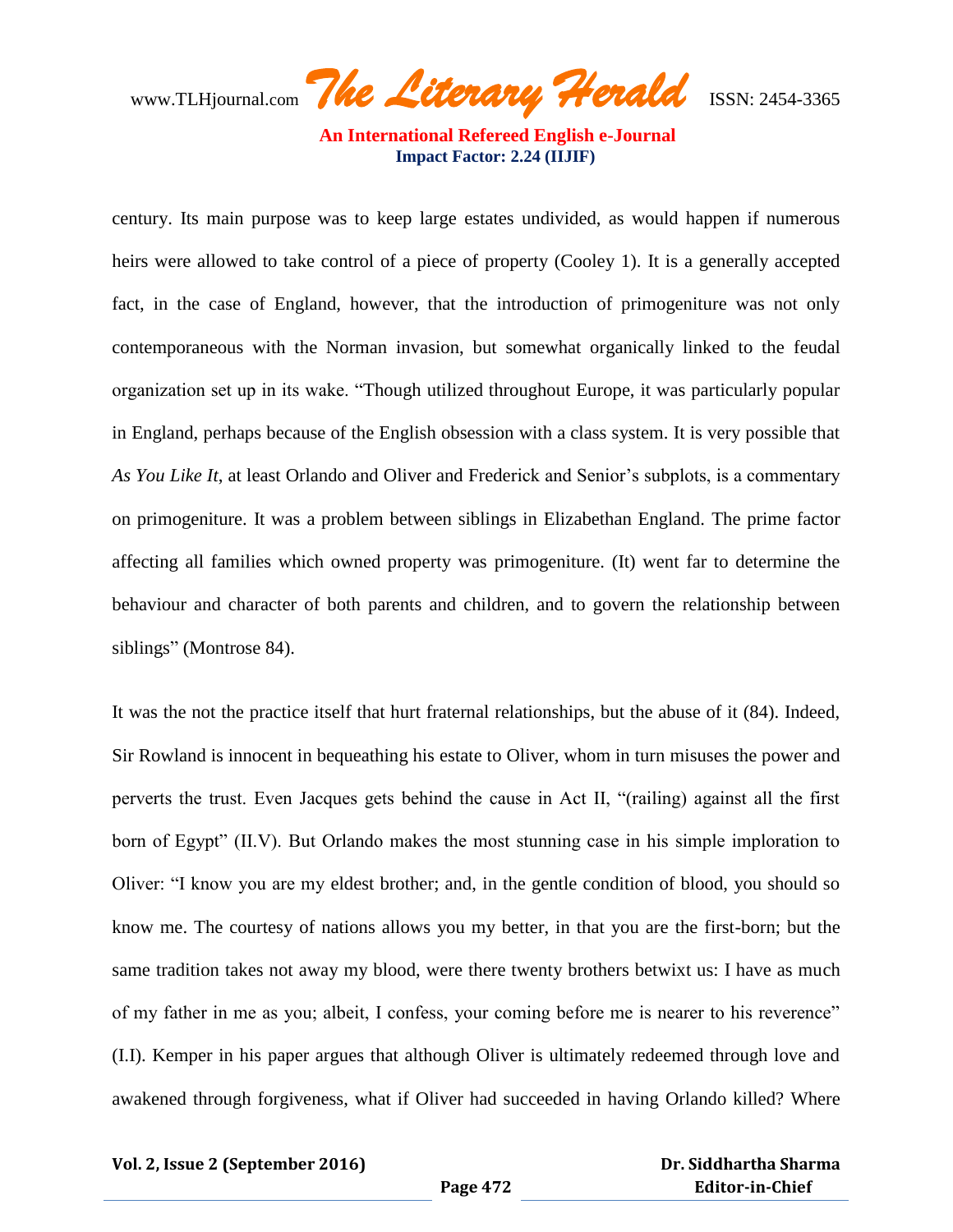century. Its main purpose was to keep large estates undivided, as would happen if numerous heirs were allowed to take control of a piece of property (Cooley 1). It is a generally accepted fact, in the case of England, however, that the introduction of primogeniture was not only contemporaneous with the Norman invasion, but somewhat organically linked to the feudal organization set up in its wake. "Though utilized throughout Europe, it was particularly popular in England, perhaps because of the English obsession with a class system. It is very possible that *As You Like It*, at least Orlando and Oliver and Frederick and Senior's subplots, is a commentary on primogeniture. It was a problem between siblings in Elizabethan England. The prime factor affecting all families which owned property was primogeniture. (It) went far to determine the behaviour and character of both parents and children, and to govern the relationship between siblings" (Montrose 84).

It was the not the practice itself that hurt fraternal relationships, but the abuse of it (84). Indeed, Sir Rowland is innocent in bequeathing his estate to Oliver, whom in turn misuses the power and perverts the trust. Even Jacques gets behind the cause in Act II, "(railing) against all the first born of Egypt" (II.V). But Orlando makes the most stunning case in his simple imploration to Oliver: "I know you are my eldest brother; and, in the gentle condition of blood, you should so know me. The courtesy of nations allows you my better, in that you are the first-born; but the same tradition takes not away my blood, were there twenty brothers betwixt us: I have as much of my father in me as you; albeit, I confess, your coming before me is nearer to his reverence" (I.I). Kemper in his paper argues that although Oliver is ultimately redeemed through love and awakened through forgiveness, what if Oliver had succeeded in having Orlando killed? Where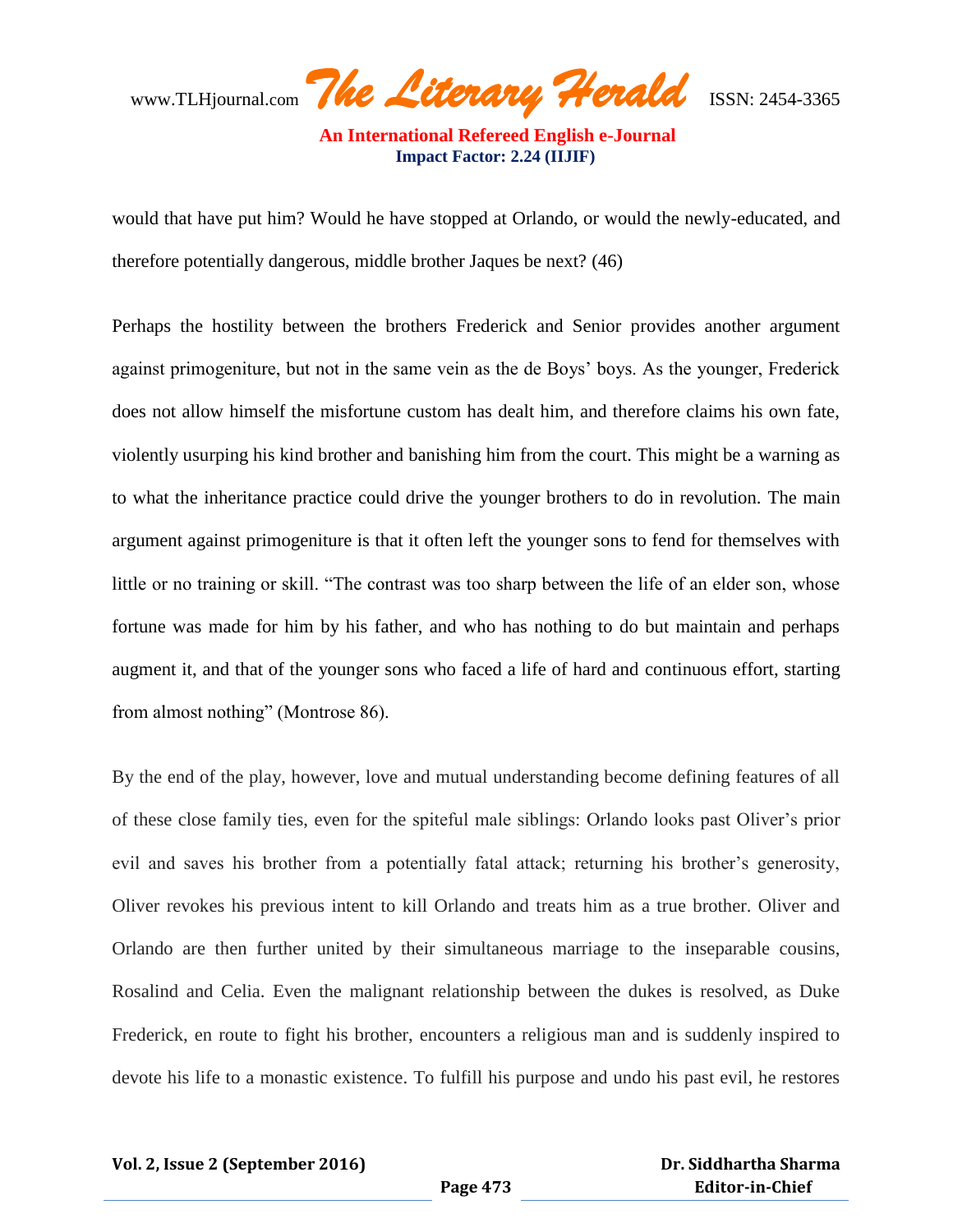would that have put him? Would he have stopped at Orlando, or would the newly-educated, and therefore potentially dangerous, middle brother Jaques be next? (46)

Perhaps the hostility between the brothers Frederick and Senior provides another argument against primogeniture, but not in the same vein as the de Boys' boys. As the younger, Frederick does not allow himself the misfortune custom has dealt him, and therefore claims his own fate, violently usurping his kind brother and banishing him from the court. This might be a warning as to what the inheritance practice could drive the younger brothers to do in revolution. The main argument against primogeniture is that it often left the younger sons to fend for themselves with little or no training or skill. "The contrast was too sharp between the life of an elder son, whose fortune was made for him by his father, and who has nothing to do but maintain and perhaps augment it, and that of the younger sons who faced a life of hard and continuous effort, starting from almost nothing" (Montrose 86).

By the end of the play, however, love and mutual understanding become defining features of all of these close family ties, even for the spiteful male siblings: Orlando looks past Oliver's prior evil and saves his brother from a potentially fatal attack; returning his brother's generosity, Oliver revokes his previous intent to kill Orlando and treats him as a true brother. Oliver and Orlando are then further united by their simultaneous marriage to the inseparable cousins, Rosalind and Celia. Even the malignant relationship between the dukes is resolved, as Duke Frederick, en route to fight his brother, encounters a religious man and is suddenly inspired to devote his life to a monastic existence. To fulfill his purpose and undo his past evil, he restores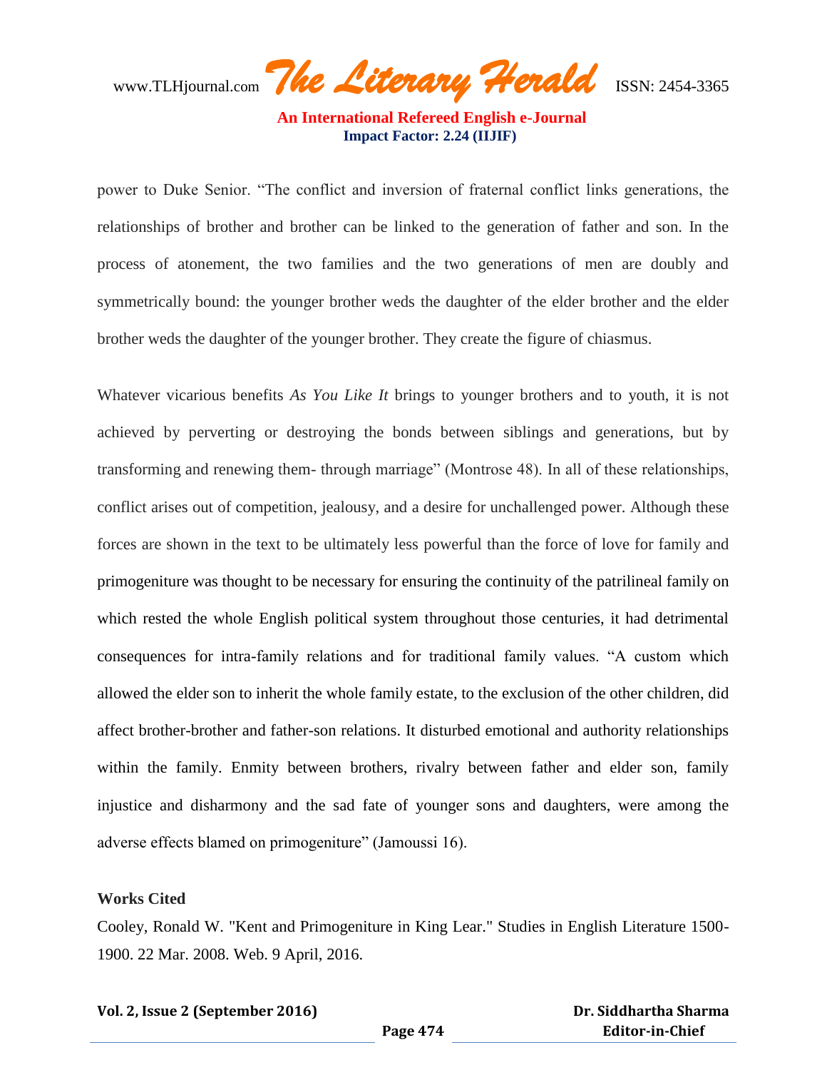power to Duke Senior. "The conflict and inversion of fraternal conflict links generations, the relationships of brother and brother can be linked to the generation of father and son. In the process of atonement, the two families and the two generations of men are doubly and symmetrically bound: the younger brother weds the daughter of the elder brother and the elder brother weds the daughter of the younger brother. They create the figure of chiasmus.

Whatever vicarious benefits *As You Like It* brings to younger brothers and to youth, it is not achieved by perverting or destroying the bonds between siblings and generations, but by transforming and renewing them- through marriage" (Montrose 48). In all of these relationships, conflict arises out of competition, jealousy, and a desire for unchallenged power. Although these forces are shown in the text to be ultimately less powerful than the force of love for family and primogeniture was thought to be necessary for ensuring the continuity of the patrilineal family on which rested the whole English political system throughout those centuries, it had detrimental consequences for intra-family relations and for traditional family values. "A custom which allowed the elder son to inherit the whole family estate, to the exclusion of the other children, did affect brother-brother and father-son relations. It disturbed emotional and authority relationships within the family. Enmity between brothers, rivalry between father and elder son, family injustice and disharmony and the sad fate of younger sons and daughters, were among the adverse effects blamed on primogeniture" (Jamoussi 16).

**Works Cited**

Cooley, Ronald W. "Kent and Primogeniture in King Lear." Studies in English Literature 1500-1900. 22 Mar. 2008. Web. 9 April, 2016.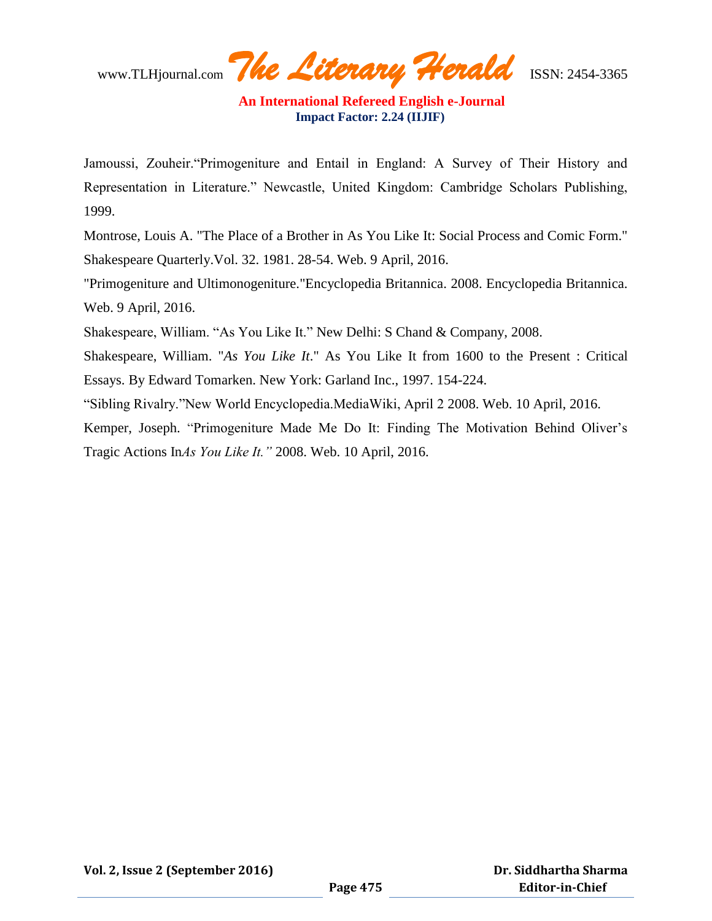Jamoussi, Zouheir."Primogeniture and Entail in England: A Survey of Their History and Representation in Literature." Newcastle, United Kingdom: Cambridge Scholars Publishing, 1999.

Montrose, Louis A. "The Place of a Brother in As You Like It: Social Process and Comic Form." Shakespeare Quarterly.Vol. 32. 1981. 28-54. Web. 9 April, 2016.

"Primogeniture and Ultimonogeniture."Encyclopedia Britannica. 2008. Encyclopedia Britannica. Web. 9 April, 2016.

Shakespeare, William. "As You Like It." New Delhi: S Chand & Company, 2008.

Shakespeare, William. "*As You Like It*." As You Like It from 1600 to the Present : Critical Essays. By Edward Tomarken. New York: Garland Inc., 1997. 154-224.

"Sibling Rivalry."New World Encyclopedia.MediaWiki, April 2 2008. Web. 10 April, 2016.

Kemper, Joseph. "Primogeniture Made Me Do It: Finding The Motivation Behind Oliver's Tragic Actions In*As You Like It."* 2008. Web. 10 April, 2016.